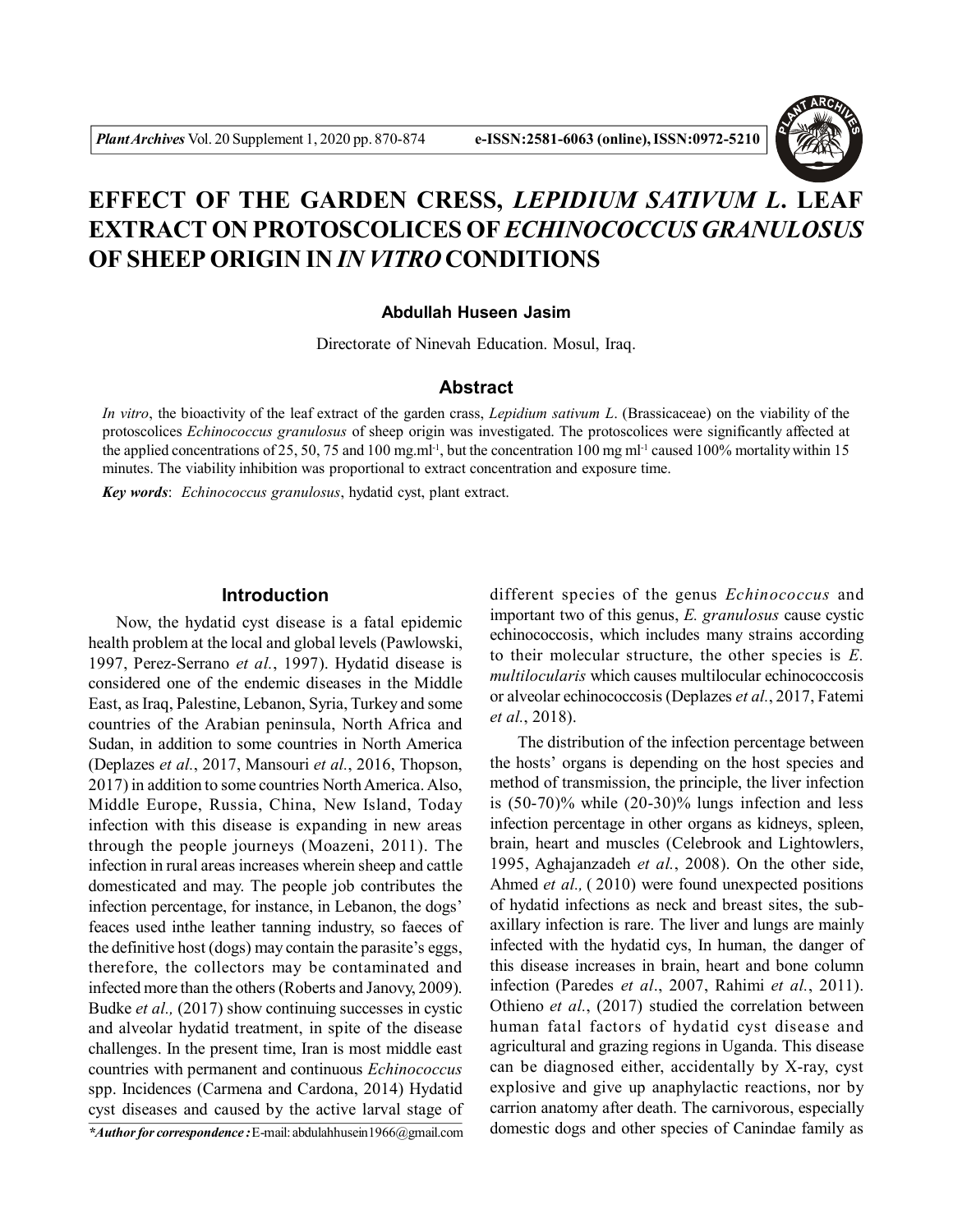# EFFECT OF THE GARDEN CRESS, *LEPIDIUM SATIVUM L.* LEAF EXTRACT ON PROTOSCOLICES OF *ECHINOCOCCUS GRANULOSUS* OF SHEEP ORIGIN IN *IN VITRO* CONDITIONS

**Abdullah Huseen Jasim**

Directorate of Ninevah Education. Mosul, Iraq.

## Abstract

*In vitro*, the bioactivity of the leaf extract of the garden crass, *Lepidium sativum L*. (Brassicaceae) on the viability of the protoscolices *Echinococcus granulosus* of sheep origin was investigated. The protoscolices were significantly affected at the applied concentrations of 25, 50, 75 and 100 mg.ml$^{-1}$, but the concentration 100 mg ml$^{-1}$ caused 100% mortality within 15 minutes. The viability inhibition was proportional to extract concentration and exposure time.

***Key words***: *Echinococcus granulosus*, hydatid cyst, plant extract.

## Introduction

Now, the hydatid cyst disease is a fatal epidemic health problem at the local and global levels (Pawlowski, 1997, Perez-Serrano *et al.*, 1997). Hydatid disease is considered one of the endemic diseases in the Middle East, as Iraq, Palestine, Lebanon, Syria, Turkey and some countries of the Arabian peninsula, North Africa and Sudan, in addition to some countries in North America (Deplazes *et al.*, 2017, Mansouri *et al.*, 2016, Thopson, 2017) in addition to some countries North America. Also, Middle Europe, Russia, China, New Island, Today infection with this disease is expanding in new areas through the people journeys (Moazeni, 2011). The infection in rural areas increases wherein sheep and cattle domesticated and may. The people job contributes the infection percentage, for instance, in Lebanon, the dogs' feaces used inthe leather tanning industry, so faeces of the definitive host (dogs) may contain the parasite's eggs, therefore, the collectors may be contaminated and infected more than the others (Roberts and Janovy, 2009). Budke *et al.,* (2017) show continuing successes in cystic and alveolar hydatid treatment, in spite of the disease challenges. In the present time, Iran is most middle east countries with permanent and continuous *Echinococcus* spp. Incidences (Carmena and Cardona, 2014) Hydatid cyst diseases and caused by the active larval stage of different species of the genus *Echinococcus* and important two of this genus, *E. granulosus* cause cystic echinococcosis, which includes many strains according to their molecular structure, the other species is *E. multilocularis* which causes multilocular echinococcosis or alveolar echinococcosis (Deplazes *et al.*, 2017, Fatemi *et al.*, 2018).

The distribution of the infection percentage between the hosts' organs is depending on the host species and method of transmission, the principle, the liver infection is (50-70)% while (20-30)% lungs infection and less infection percentage in other organs as kidneys, spleen, brain, heart and muscles (Celebrook and Lightowlers, 1995, Aghajanzadeh *et al.*, 2008). On the other side, Ahmed *et al.,* ( 2010) were found unexpected positions of hydatid infections as neck and breast sites, the sub-axillary infection is rare. The liver and lungs are mainly infected with the hydatid cys, In human, the danger of this disease increases in brain, heart and bone column infection (Paredes *et al*., 2007, Rahimi *et al.*, 2011). Othieno *et al.*, (2017) studied the correlation between human fatal factors of hydatid cyst disease and agricultural and grazing regions in Uganda. This disease can be diagnosed either, accidentally by X-ray, cyst explosive and give up anaphylactic reactions, nor by carrion anatomy after death. The carnivorous, especially domestic dogs and other species of Canindae family as

***Author for correspondence :** E-mail: abdulahhusein1966@gmail.com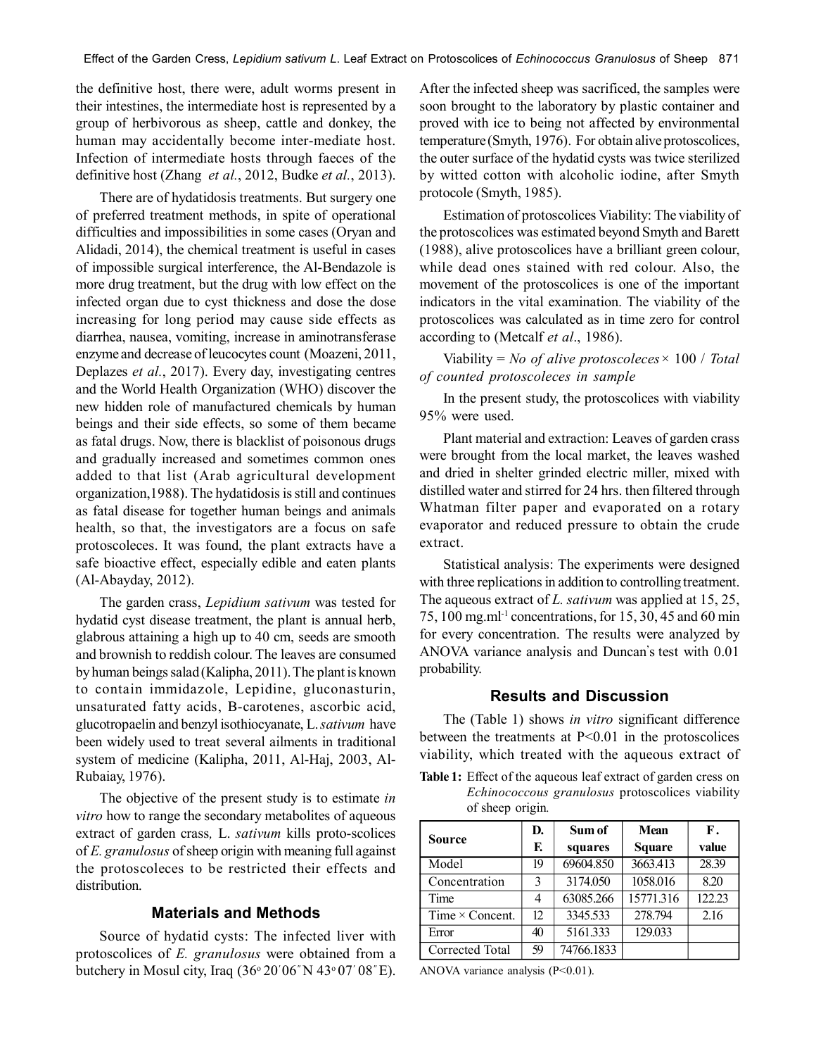the definitive host, there were, adult worms present in their intestines, the intermediate host is represented by a group of herbivorous as sheep, cattle and donkey, the human may accidentally become inter-mediate host. Infection of intermediate hosts through faeces of the definitive host (Zhang *et al.*, 2012, Budke *et al.*, 2013).

There are of hydatidosis treatments. But surgery one of preferred treatment methods, in spite of operational difficulties and impossibilities in some cases (Oryan and Alidadi, 2014), the chemical treatment is useful in cases of impossible surgical interference, the Al-Bendazole is more drug treatment, but the drug with low effect on the infected organ due to cyst thickness and dose the dose increasing for long period may cause side effects as diarrhea, nausea, vomiting, increase in aminotransferase enzyme and decrease of leucocytes count (Moazeni, 2011, Deplazes *et al.*, 2017). Every day, investigating centres and the World Health Organization (WHO) discover the new hidden role of manufactured chemicals by human beings and their side effects, so some of them became as fatal drugs. Now, there is blacklist of poisonous drugs and gradually increased and sometimes common ones added to that list (Arab agricultural development organization,1988). The hydatidosis is still and continues as fatal disease for together human beings and animals health, so that, the investigators are a focus on safe protoscoleces. It was found, the plant extracts have a safe bioactive effect, especially edible and eaten plants (Al-Abayday, 2012).

The garden crass, *Lepidium sativum* was tested for hydatid cyst disease treatment, the plant is annual herb, glabrous attaining a high up to 40 cm, seeds are smooth and brownish to reddish colour. The leaves are consumed by human beings salad (Kalipha, 2011). The plant is known to contain immidazole, Lepidine, gluconasturin, unsaturated fatty acids, B-carotenes, ascorbic acid, glucotropaelin and benzyl isothiocyanate, L. *sativum* have been widely used to treat several ailments in traditional system of medicine (Kalipha, 2011, Al-Haj, 2003, Al-Rubaiay, 1976).

The objective of the present study is to estimate *in vitro* how to range the secondary metabolites of aqueous extract of garden crass*,* L. *sativum* kills proto-scolices of *E. granulosus* of sheep origin with meaning full against the protoscoleces to be restricted their effects and distribution.

## Materials and Methods

Source of hydatid cysts: The infected liver with protoscolices of *E. granulosus* were obtained from a butchery in Mosul city, Iraq (36° 20′ 06″ N 43° 07′ 08″ E). After the infected sheep was sacrificed, the samples were soon brought to the laboratory by plastic container and proved with ice to being not affected by environmental temperature (Smyth, 1976). For obtain alive protoscolices, the outer surface of the hydatid cysts was twice sterilized by witted cotton with alcoholic iodine, after Smyth protocole (Smyth, 1985).

Estimation of protoscolices Viability: The viability of the protoscolices was estimated beyond Smyth and Barett (1988), alive protoscolices have a brilliant green colour, while dead ones stained with red colour. Also, the movement of the protoscolices is one of the important indicators in the vital examination. The viability of the protoscolices was calculated as in time zero for control according to (Metcalf *et al*., 1986).

Viability = *No of alive protoscoleces* × 100 / *Total of counted protoscoleces in sample*

In the present study, the protoscolices with viability 95% were used.

Plant material and extraction: Leaves of garden crass were brought from the local market, the leaves washed and dried in shelter grinded electric miller, mixed with distilled water and stirred for 24 hrs. then filtered through Whatman filter paper and evaporated on a rotary evaporator and reduced pressure to obtain the crude extract.

Statistical analysis: The experiments were designed with three replications in addition to controlling treatment. The aqueous extract of *L. sativum* was applied at 15, 25, 75, 100 $mg.ml^{-1}$ concentrations, for 15, 30, 45 and 60 min for every concentration. The results were analyzed by ANOVA variance analysis and Duncan's test with 0.01 probability.

## Results and Discussion

The (Table 1) shows *in vitro* significant difference between the treatments at $P<0.01$ in the protoscolices viability, which treated with the aqueous extract of

**Table 1:** Effect of the aqueous leaf extract of garden cress on *Echinococcus granulosus* protoscolices viability of sheep origin.

| Source | D. F. | Sum of squares | Mean Square | F. value |
|---|---|---|---|---|
| Model | 19 | 69604.850 | 3663.413 | 28.39 |
| Concentration | 3 | 3174.050 | 1058.016 | 8.20 |
| Time | 4 | 63085.266 | 15771.316 | 122.23 |
| Time × Concent. | 12 | 3345.533 | 278.794 | 2.16 |
| Error | 40 | 5161.333 | 129.033 | |
| Corrected Total | 59 | 74766.1833 | | |

ANOVA variance analysis ($P<0.01$).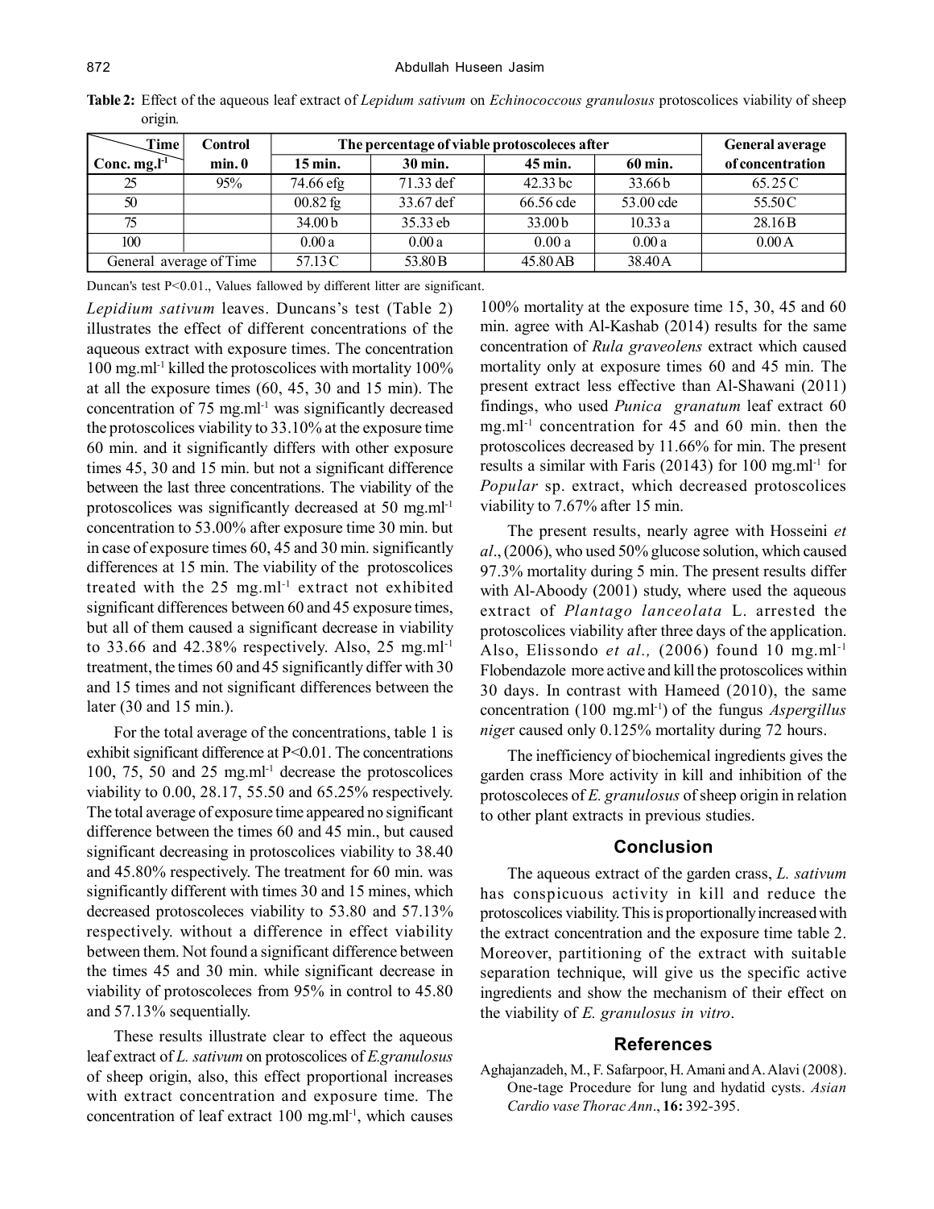**Table 2:** Effect of the aqueous leaf extract of *Lepidium sativum* on *Echinococcous granulosus* protoscolices viability of sheep origin.

| Time / Conc. $mg.l^{-1}$ | Control min. 0 | The percentage of viable protoscoleces after 15 min. | 30 min. | 45 min. | 60 min. | General average of concentration |
|---|---|---|---|---|---|---|
| 25 | 95% | 74.66 efg | 71.33 def | 42.33 bc | 33.66 b | 65.25 C |
| 50 | | 00.82 fg | 33.67 def | 66.56 cde | 53.00 cde | 55.50 C |
| 75 | | 34.00 b | 35.33 eb | 33.00 b | 10.33 a | 28.16 B |
| 100 | | 0.00 a | 0.00 a | 0.00 a | 0.00 a | 0.00 A |
| General average of Time | | 57.13 C | 53.80 B | 45.80 AB | 38.40 A | |

Duncan's test P<0.01., Values fallowed by different litter are significant.

*Lepidium sativum* leaves. Duncans's test (Table 2) illustrates the effect of different concentrations of the aqueous extract with exposure times. The concentration 100 $mg.ml^{-1}$ killed the protoscolices with mortality 100% at all the exposure times (60, 45, 30 and 15 min). The concentration of 75 $mg.ml^{-1}$ was significantly decreased the protoscolices viability to 33.10% at the exposure time 60 min. and it significantly differs with other exposure times 45, 30 and 15 min. but not a significant difference between the last three concentrations. The viability of the protoscolices was significantly decreased at 50 $mg.ml^{-1}$ concentration to 53.00% after exposure time 30 min. but in case of exposure times 60, 45 and 30 min. significantly differences at 15 min. The viability of the protoscolices treated with the 25 $mg.ml^{-1}$ extract not exhibited significant differences between 60 and 45 exposure times, but all of them caused a significant decrease in viability to 33.66 and 42.38% respectively. Also, 25 $mg.ml^{-1}$ treatment, the times 60 and 45 significantly differ with 30 and 15 times and not significant differences between the later (30 and 15 min.).

For the total average of the concentrations, table 1 is exhibit significant difference at P<0.01. The concentrations 100, 75, 50 and 25 $mg.ml^{-1}$ decrease the protoscolices viability to 0.00, 28.17, 55.50 and 65.25% respectively. The total average of exposure time appeared no significant difference between the times 60 and 45 min., but caused significant decreasing in protoscolices viability to 38.40 and 45.80% respectively. The treatment for 60 min. was significantly different with times 30 and 15 mines, which decreased protoscoleces viability to 53.80 and 57.13% respectively. without a difference in effect viability between them. Not found a significant difference between the times 45 and 30 min. while significant decrease in viability of protoscoleces from 95% in control to 45.80 and 57.13% sequentially.

These results illustrate clear to effect the aqueous leaf extract of *L. sativum* on protoscolices of *E.granulosus* of sheep origin, also, this effect proportional increases with extract concentration and exposure time. The concentration of leaf extract 100 $mg.ml^{-1}$, which causes 100% mortality at the exposure time 15, 30, 45 and 60 min. agree with Al-Kashab (2014) results for the same concentration of *Rula graveolens* extract which caused mortality only at exposure times 60 and 45 min. The present extract less effective than Al-Shawani (2011) findings, who used *Punica granatum* leaf extract 60 $mg.ml^{-1}$ concentration for 45 and 60 min. then the protoscolices decreased by 11.66% for min. The present results a similar with Faris (20143) for 100 $mg.ml^{-1}$ for *Popular* sp. extract, which decreased protoscolices viability to 7.67% after 15 min.

The present results, nearly agree with Hosseini *et al*., (2006), who used 50% glucose solution, which caused 97.3% mortality during 5 min. The present results differ with Al-Aboody (2001) study, where used the aqueous extract of *Plantago lanceolata* L. arrested the protoscolices viability after three days of the application. Also, Elissondo *et al.,* (2006) found 10 $mg.ml^{-1}$ Flobendazole more active and kill the protoscolices within 30 days. In contrast with Hameed (2010), the same concentration (100 $mg.ml^{-1}$) of the fungus *Aspergillus nige*r caused only 0.125% mortality during 72 hours.

The inefficiency of biochemical ingredients gives the garden crass More activity in kill and inhibition of the protoscoleces of *E. granulosus* of sheep origin in relation to other plant extracts in previous studies.

## Conclusion

The aqueous extract of the garden crass, *L. sativum* has conspicuous activity in kill and reduce the protoscolices viability. This is proportionally increased with the extract concentration and the exposure time table 2. Moreover, partitioning of the extract with suitable separation technique, will give us the specific active ingredients and show the mechanism of their effect on the viability of *E. granulosus in vitro*.

## References

Aghajanzadeh, M., F. Safarpoor, H. Amani and A. Alavi (2008). One-tage Procedure for lung and hydatid cysts. *Asian Cardio vase Thorac Ann*., **16:** 392-395.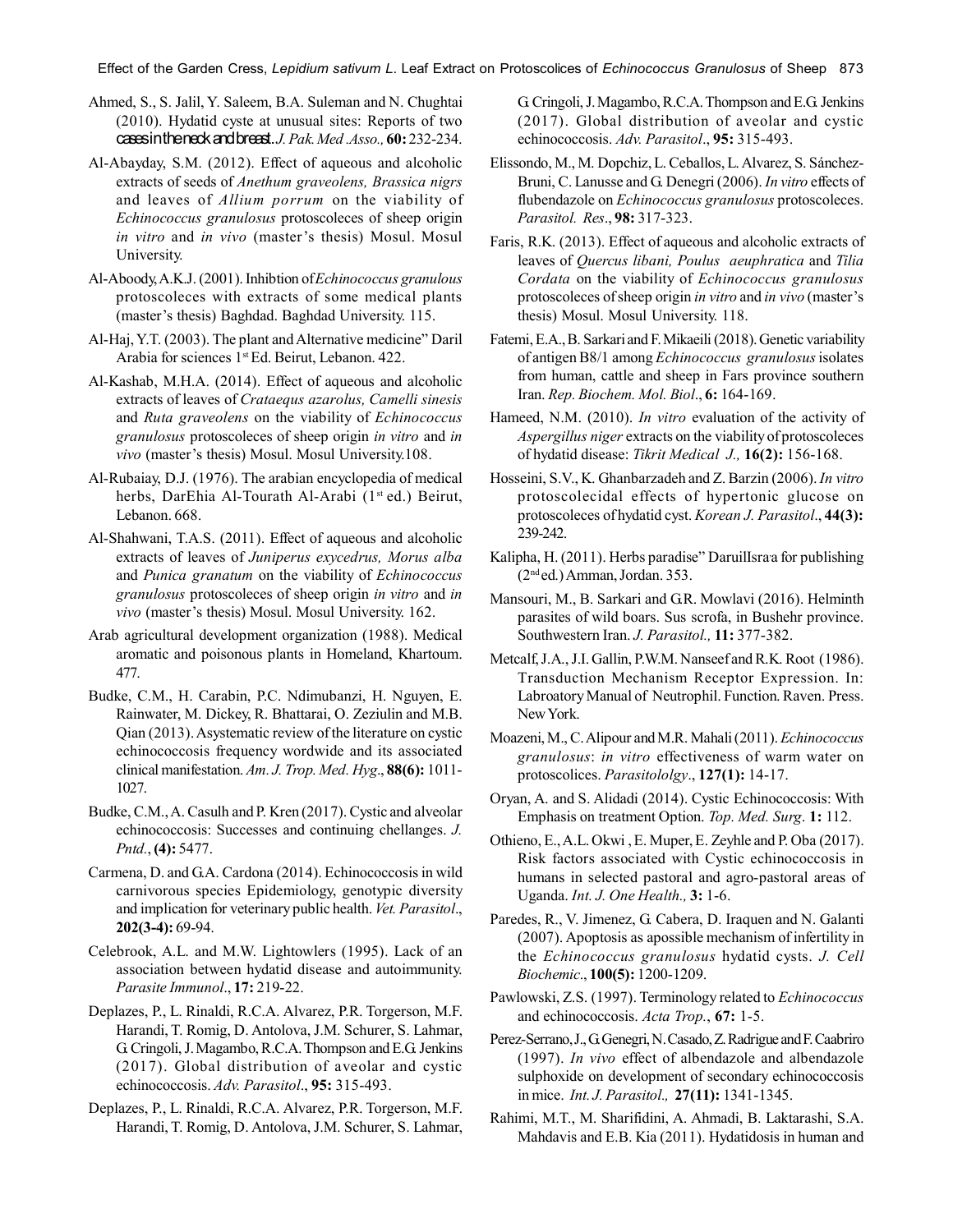Ahmed, S., S. Jalil, Y. Saleem, B.A. Suleman and N. Chughtai (2010). Hydatid cyste at unusual sites: Reports of two cases in the neck and breast. *J. Pak. Med .Asso.,* **60:** 232-234.

Al-Abayday, S.M. (2012). Effect of aqueous and alcoholic extracts of seeds of *Anethum graveolens, Brassica nigrs* and leaves of *Allium porrum* on the viability of *Echinococcus granulosus* protoscoleces of sheep origin *in vitro* and *in vivo* (master's thesis) Mosul. Mosul University.

Al-Aboody, A.K.J. (2001). Inhibtion of *Echinococcus granulous* protoscoleces with extracts of some medical plants (master's thesis) Baghdad. Baghdad University. 115.

Al-Haj, Y.T. (2003). The plant and Alternative medicine" Daril Arabia for sciences 1st Ed. Beirut, Lebanon. 422.

Al-Kashab, M.H.A. (2014). Effect of aqueous and alcoholic extracts of leaves of *Crataequs azarolus, Camelli sinesis* and *Ruta graveolens* on the viability of *Echinococcus granulosus* protoscoleces of sheep origin *in vitro* and *in vivo* (master's thesis) Mosul. Mosul University.108.

Al-Rubaiay, D.J. (1976). The arabian encyclopedia of medical herbs, DarEhia Al-Tourath Al-Arabi (1st ed.) Beirut, Lebanon. 668.

Al-Shahwani, T.A.S. (2011). Effect of aqueous and alcoholic extracts of leaves of *Juniperus exycedrus, Morus alba* and *Punica granatum* on the viability of *Echinococcus granulosus* protoscoleces of sheep origin *in vitro* and *in vivo* (master's thesis) Mosul. Mosul University. 162.

Arab agricultural development organization (1988). Medical aromatic and poisonous plants in Homeland, Khartoum. 477.

Budke, C.M., H. Carabin, P.C. Ndimubanzi, H. Nguyen, E. Rainwater, M. Dickey, R. Bhattarai, O. Zeziulin and M.B. Qian (2013). Asystematic review of the literature on cystic echinococcosis frequency wordwide and its associated clinical manifestation. *Am. J. Trop. Med. Hyg*., **88(6):** 1011-1027.

Budke, C.M., A. Casulh and P. Kren (2017). Cystic and alveolar echinococcosis: Successes and continuing chellanges. *J. Pntd.*, **(4):** 5477.

Carmena, D. and G.A. Cardona (2014). Echinococcosis in wild carnivorous species Epidemiology, genotypic diversity and implication for veterinary public health. *Vet. Parasitol*., **202(3-4):** 69-94.

Celebrook, A.L. and M.W. Lightowlers (1995). Lack of an association between hydatid disease and autoimmunity. *Parasite Immunol*., **17:** 219-22.

Deplazes, P., L. Rinaldi, R.C.A. Alvarez, P.R. Torgerson, M.F. Harandi, T. Romig, D. Antolova, J.M. Schurer, S. Lahmar, G. Cringoli, J. Magambo, R.C.A. Thompson and E.G. Jenkins (2017). Global distribution of aveolar and cystic echinococcosis. *Adv. Parasitol*., **95:** 315-493.

Deplazes, P., L. Rinaldi, R.C.A. Alvarez, P.R. Torgerson, M.F. Harandi, T. Romig, D. Antolova, J.M. Schurer, S. Lahmar, G. Cringoli, J. Magambo, R.C.A. Thompson and E.G. Jenkins (2017). Global distribution of avelar and cystic echinococcosis. *Adv. Parasitol*., **95:** 315-493.

Elissondo, M., M. Dopchiz, L. Ceballos, L. Alvarez, S. Sánchez-Bruni, C. Lanusse and G. Denegri (2006). *In vitro* effects of flubendazole on *Echinococcus granulosus* protoscoleces. *Parasitol. Res*., **98:** 317-323.

Faris, R.K. (2013). Effect of aqueous and alcoholic extracts of leaves of *Quercus libani, Poulus aeuphratica* and *Tilia Cordata* on the viability of *Echinococcus granulosus* protoscoleces of sheep origin *in vitro* and *in vivo* (master's thesis) Mosul. Mosul University. 118.

Fatemi, E.A., B. Sarkari and F. Mikaeili (2018). Genetic variability of antigen B8/1 among *Echinococcus granulosus* isolates from human, cattle and sheep in Fars province southern Iran. *Rep. Biochem. Mol. Biol*., **6:** 164-169.

Hameed, N.M. (2010). *In vitro* evaluation of the activity of *Aspergillus niger* extracts on the viability of protoscoleces of hydatid disease: *Tikrit Medical J.,* **16(2):** 156-168.

Hosseini, S.V., K. Ghanbarzadeh and Z. Barzin (2006). *In vitro* protoscolecidal effects of hypertonic glucose on protoscoleces of hydatid cyst. *Korean J. Parasitol*., **44(3):** 239-242.

Kalipha, H. (2011). Herbs paradise" DaruilIsra'a for publishing (2nd ed.) Amman, Jordan. 353.

Mansouri, M., B. Sarkari and G.R. Mowlavi (2016). Helminth parasites of wild boars. Sus scrofa, in Bushehr province. Southwestern Iran. *J. Parasitol.,* **11:** 377-382.

Metcalf, J.A., J.I. Gallin, P.W.M. Nanseef and R.K. Root (1986). Transduction Mechanism Receptor Expression. In: Labroatory Manual of Neutrophil. Function. Raven. Press. New York.

Moazeni, M., C. Alipour and M.R. Mahali (2011). *Echinococcus granulosus*: *in vitro* effectiveness of warm water on protoscolices. *Parasitololgy*., **127(1):** 14-17.

Oryan, A. and S. Alidadi (2014). Cystic Echinococcosis: With Emphasis on treatment Option. *Top. Med. Surg*. **1:** 112.

Othieno, E., A.L. Okwi , E. Muper, E. Zeyhle and P. Oba (2017). Risk factors associated with Cystic echinococcosis in humans in selected pastoral and agro-pastoral areas of Uganda. *Int. J. One Health.,* **3:** 1-6.

Paredes, R., V. Jimenez, G. Cabera, D. Iraquen and N. Galanti (2007). Apoptosis as apossible mechanism of infertility in the *Echinococcus granulosus* hydatid cysts. *J. Cell Biochemic*., **100(5):** 1200-1209.

Pawlowski, Z.S. (1997). Terminology related to *Echinococcus* and echinococcosis. *Acta Trop.*, **67:** 1-5.

Perez-Serrano, J., G. Genegri, N. Casado, Z. Radrigue and F. Caabriro (1997). *In vivo* effect of albendazole and albendazole sulphoxide on development of secondary echinococcosis in mice. *Int. J. Parasitol.,* **27(11):** 1341-1345.

Rahimi, M.T., M. Sharifidini, A. Ahmadi, B. Laktarashi, S.A. Mahdavis and E.B. Kia (2011). Hydatidosis in human and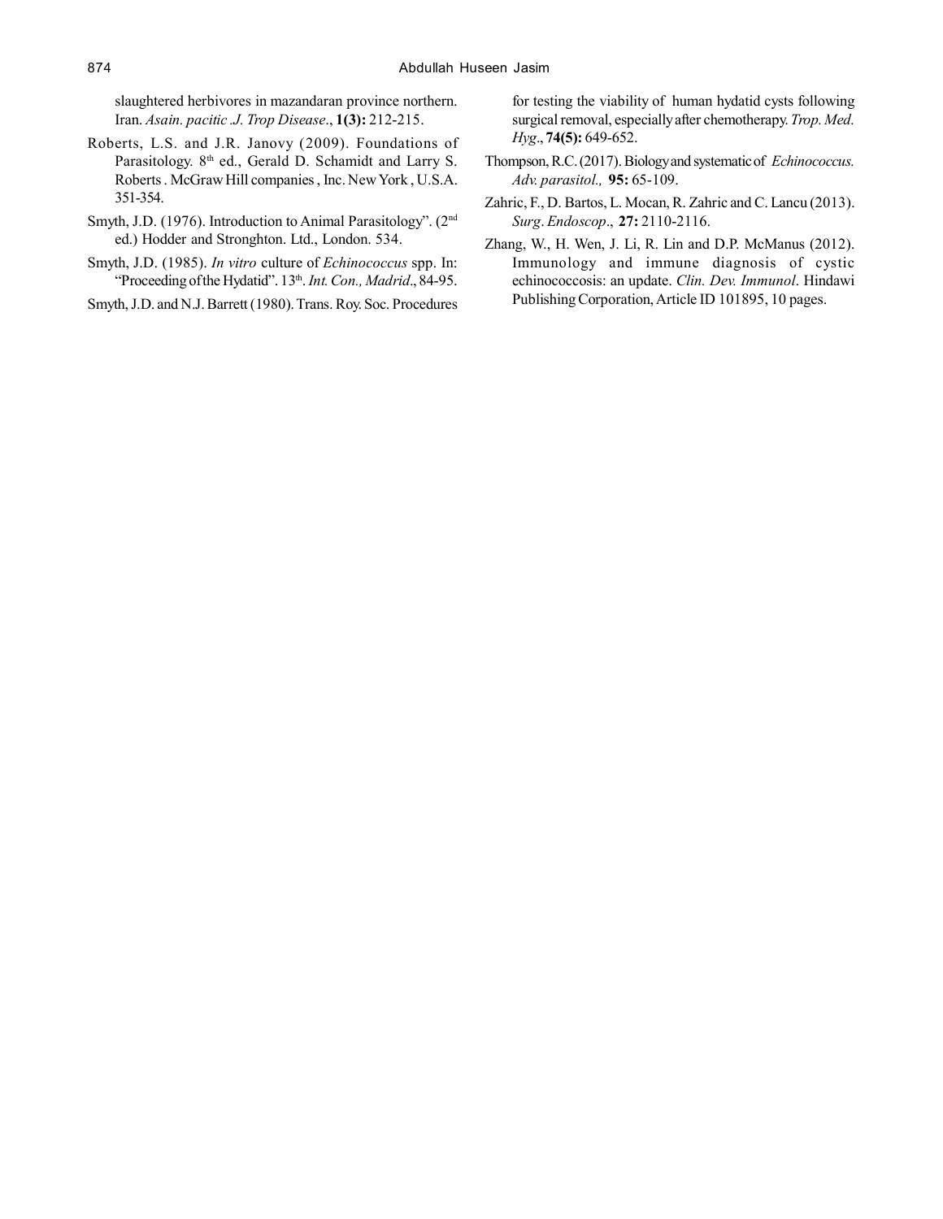slaughtered herbivores in mazandaran province northern. Iran. *Asain. pacitic .J. Trop Disease*., **1(3):** 212-215.

Roberts, L.S. and J.R. Janovy (2009). Foundations of Parasitology. 8th ed., Gerald D. Schamidt and Larry S. Roberts . McGraw Hill companies , Inc. New York , U.S.A. 351-354.

Smyth, J.D. (1976). Introduction to Animal Parasitology". (2nd ed.) Hodder and Stronghton. Ltd., London. 534.

Smyth, J.D. (1985). *In vitro* culture of *Echinococcus* spp. In: "Proceeding of the Hydatid". 13th. *Int. Con., Madrid*., 84-95.

Smyth, J.D. and N.J. Barrett (1980). Trans. Roy. Soc. Procedures for testing the viability of human hydatid cysts following surgical removal, especially after chemotherapy. *Trop. Med. Hyg*., **74(5):** 649-652.

Thompson, R.C. (2017). Biology and systematic of *Echinococcus. Adv. parasitol.,* **95:** 65-109.

Zahric, F., D. Bartos, L. Mocan, R. Zahric and C. Lancu (2013). *Surg. Endoscop*., **27:** 2110-2116.

Zhang, W., H. Wen, J. Li, R. Lin and D.P. McManus (2012). Immunology and immune diagnosis of cystic echinococcosis: an update. *Clin. Dev. Immunol*. Hindawi Publishing Corporation, Article ID 101895, 10 pages.